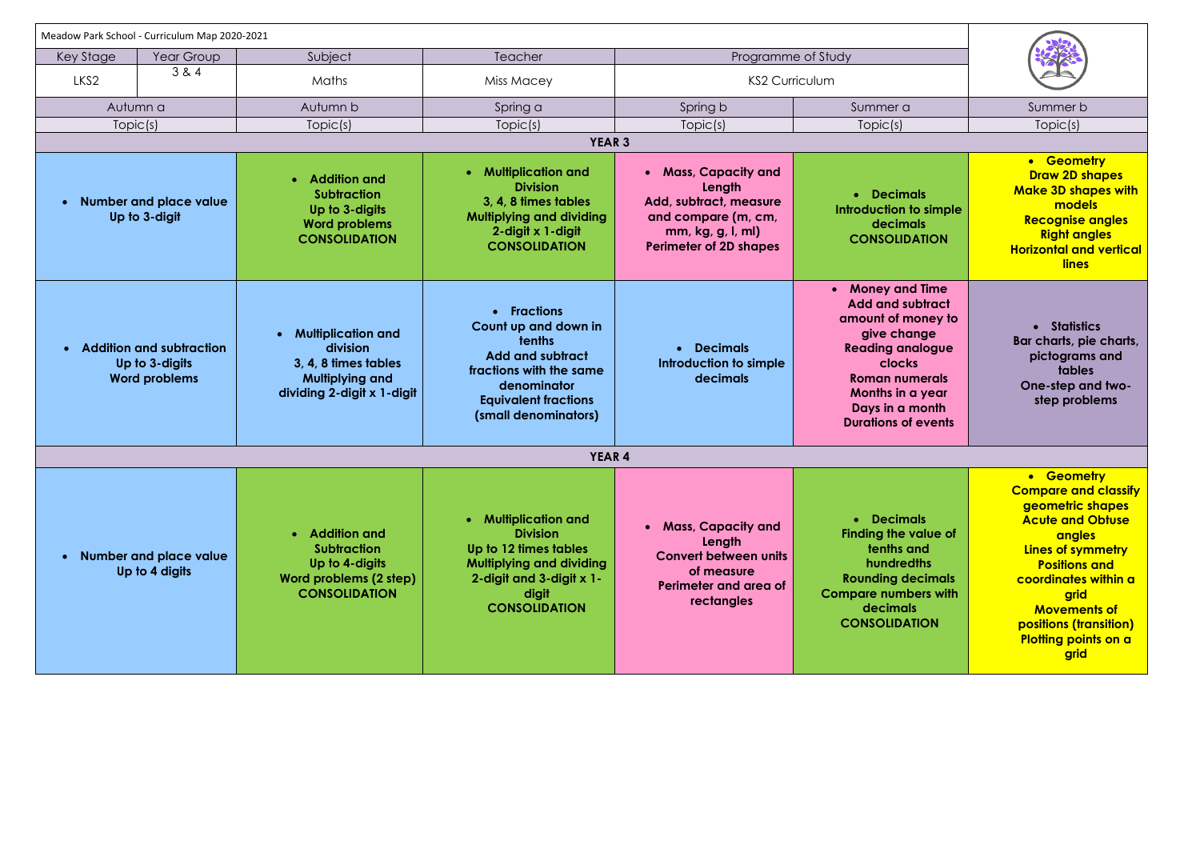Meadow Park School - Curriculum Map 2020-2021

| Key Stage | Year Group | Subject | Teacher | Programme of Study |
|---|---|---|---|---|
| LKS2 | 3 & 4 | Maths | Miss Macey | KS2 Curriculum |

| Autumn a | Autumn b | Spring a | Spring b | Summer a | Summer b |
|---|---|---|---|---|---|
| Topic(s) | Topic(s) | Topic(s) | Topic(s) | Topic(s) | Topic(s) |
| **YEAR 3** | | | | | |
| • **Number and place value** **Up to 3-digit** | • **Addition and Subtraction** **Up to 3-digits** **Word problems** **CONSOLIDATION** | • **Multiplication and Division** **3, 4, 8 times tables** **Multiplying and dividing 2-digit x 1-digit** **CONSOLIDATION** | • **Mass, Capacity and Length** **Add, subtract, measure and compare (m, cm, mm, kg, g, l, ml)** **Perimeter of 2D shapes** | • **Decimals** **Introduction to simple decimals** **CONSOLIDATION** | • **Geometry** **Draw 2D shapes** **Make 3D shapes with models** **Recognise angles** **Right angles** **Horizontal and vertical lines** |
| • **Addition and subtraction** **Up to 3-digits** **Word problems** | • **Multiplication and division** **3, 4, 8 times tables** **Multiplying and dividing 2-digit x 1-digit** | • **Fractions** **Count up and down in tenths** **Add and subtract fractions with the same denominator** **Equivalent fractions (small denominators)** | • **Decimals** **Introduction to simple decimals** | • **Money and Time** **Add and subtract amount of money to give change** **Reading analogue clocks** **Roman numerals** **Months in a year** **Days in a month** **Durations of events** | • **Statistics** **Bar charts, pie charts, pictograms and tables** **One-step and two-step problems** |
| **YEAR 4** | | | | | |
| • **Number and place value** **Up to 4 digits** | • **Addition and Subtraction** **Up to 4-digits** **Word problems (2 step)** **CONSOLIDATION** | • **Multiplication and Division** **Up to 12 times tables** **Multiplying and dividing 2-digit and 3-digit x 1-digit** **CONSOLIDATION** | • **Mass, Capacity and Length** **Convert between units of measure** **Perimeter and area of rectangles** | • **Decimals** **Finding the value of tenths and hundredths** **Rounding decimals** **Compare numbers with decimals** **CONSOLIDATION** | • **Geometry** **Compare and classify geometric shapes** **Acute and Obtuse angles** **Lines of symmetry** **Positions and coordinates within a grid** **Movements of positions (transition)** **Plotting points on a grid** |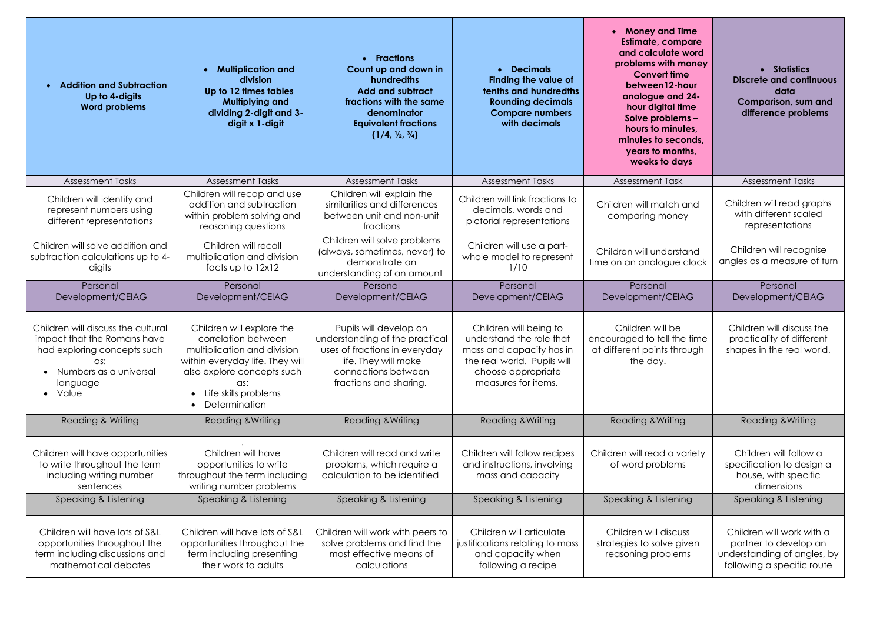| • **Addition and Subtraction** **Up to 4-digits** **Word problems** | • **Multiplication and division** **Up to 12 times tables** **Multiplying and dividing 2-digit and 3-digit x 1-digit** | • **Fractions** **Count up and down in hundredths** **Add and subtract fractions with the same denominator** **Equivalent fractions (1/4, ½, ¾)** | • **Decimals** **Finding the value of tenths and hundredths** **Rounding decimals** **Compare numbers with decimals** | • **Money and Time** **Estimate, compare and calculate word problems with money** **Convert time between12-hour analogue and 24-hour digital time** **Solve problems – hours to minutes, minutes to seconds, years to months, weeks to days** | • **Statistics** **Discrete and continuous data** **Comparison, sum and difference problems** |
|---|---|---|---|---|---|
| Assessment Tasks | Assessment Tasks | Assessment Tasks | Assessment Tasks | Assessment Task | Assessment Tasks |
| Children will identify and represent numbers using different representations | Children will recap and use addition and subtraction within problem solving and reasoning questions | Children will explain the similarities and differences between unit and non-unit fractions | Children will link fractions to decimals, words and pictorial representations | Children will match and comparing money | Children will read graphs with different scaled representations |
| Children will solve addition and subtraction calculations up to 4-digits | Children will recall multiplication and division facts up to 12x12 | Children will solve problems (always, sometimes, never) to demonstrate an understanding of an amount | Children will use a part-whole model to represent 1/10 | Children will understand time on an analogue clock | Children will recognise angles as a measure of turn |
| Personal Development/CEIAG | Personal Development/CEIAG | Personal Development/CEIAG | Personal Development/CEIAG | Personal Development/CEIAG | Personal Development/CEIAG |
| Children will discuss the cultural impact that the Romans have had exploring concepts such as: • Numbers as a universal language • Value | Children will explore the correlation between multiplication and division within everyday life. They will also explore concepts such as: • Life skills problems • Determination | Pupils will develop an understanding of the practical uses of fractions in everyday life. They will make connections between fractions and sharing. | Children will being to understand the role that mass and capacity has in the real world. Pupils will choose appropriate measures for items. | Children will be encouraged to tell the time at different points through the day. | Children will discuss the practicality of different shapes in the real world. |
| Reading & Writing | Reading &Writing | Reading &Writing | Reading &Writing | Reading &Writing | Reading &Writing |
| Children will have opportunities to write throughout the term including writing number sentences | . Children will have opportunities to write throughout the term including writing number problems | Children will read and write problems, which require a calculation to be identified | Children will follow recipes and instructions, involving mass and capacity | Children will read a variety of word problems | Children will follow a specification to design a house, with specific dimensions |
| Speaking & Listening | Speaking & Listening | Speaking & Listening | Speaking & Listening | Speaking & Listening | Speaking & Listening |
| Children will have lots of S&L opportunities throughout the term including discussions and mathematical debates | Children will have lots of S&L opportunities throughout the term including presenting their work to adults | Children will work with peers to solve problems and find the most effective means of calculations | Children will articulate justifications relating to mass and capacity when following a recipe | Children will discuss strategies to solve given reasoning problems | Children will work with a partner to develop an understanding of angles, by following a specific route |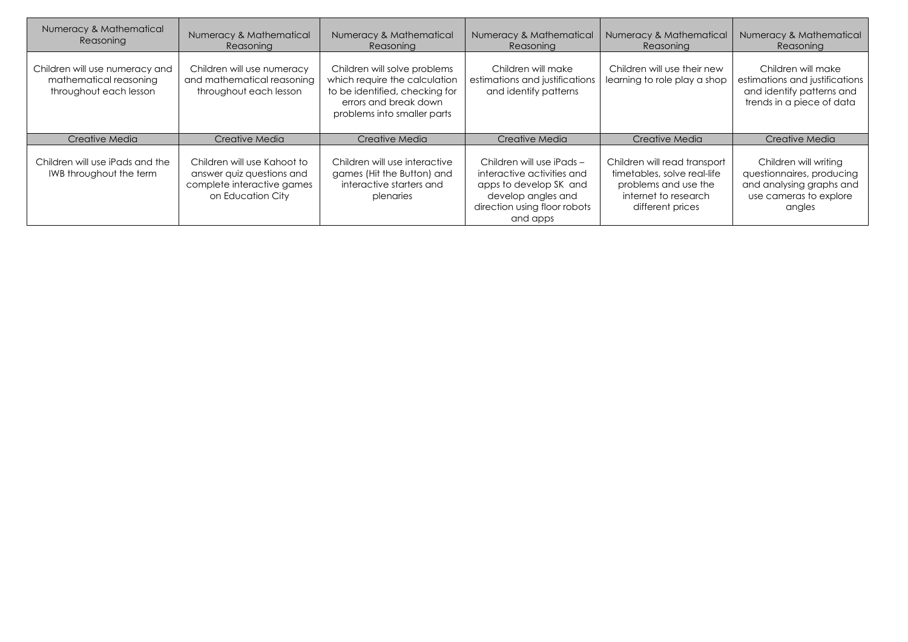| | | | | | |
|---|---|---|---|---|---|
| Numeracy & Mathematical Reasoning | Numeracy & Mathematical Reasoning | Numeracy & Mathematical Reasoning | Numeracy & Mathematical Reasoning | Numeracy & Mathematical Reasoning | Numeracy & Mathematical Reasoning |
| Children will use numeracy and mathematical reasoning throughout each lesson | Children will use numeracy and mathematical reasoning throughout each lesson | Children will solve problems which require the calculation to be identified, checking for errors and break down problems into smaller parts | Children will make estimations and justifications and identify patterns | Children will use their new learning to role play a shop | Children will make estimations and justifications and identify patterns and trends in a piece of data |
| Creative Media | Creative Media | Creative Media | Creative Media | Creative Media | Creative Media |
| Children will use iPads and the IWB throughout the term | Children will use Kahoot to answer quiz questions and complete interactive games on Education City | Children will use interactive games (Hit the Button) and interactive starters and plenaries | Children will use iPads – interactive activities and apps to develop SK and develop angles and direction using floor robots and apps | Children will read transport timetables, solve real-life problems and use the internet to research different prices | Children will writing questionnaires, producing and analysing graphs and use cameras to explore angles |